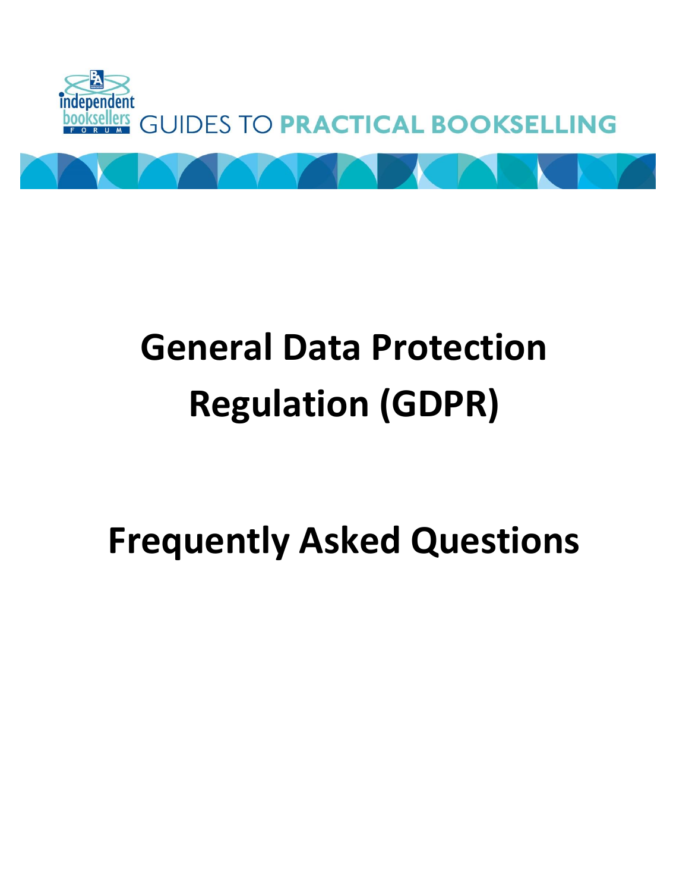independent booksellers FORUM GUIDES TO PRACTICAL BOOKSELLING

# General Data Protection Regulation (GDPR)

# Frequently Asked Questions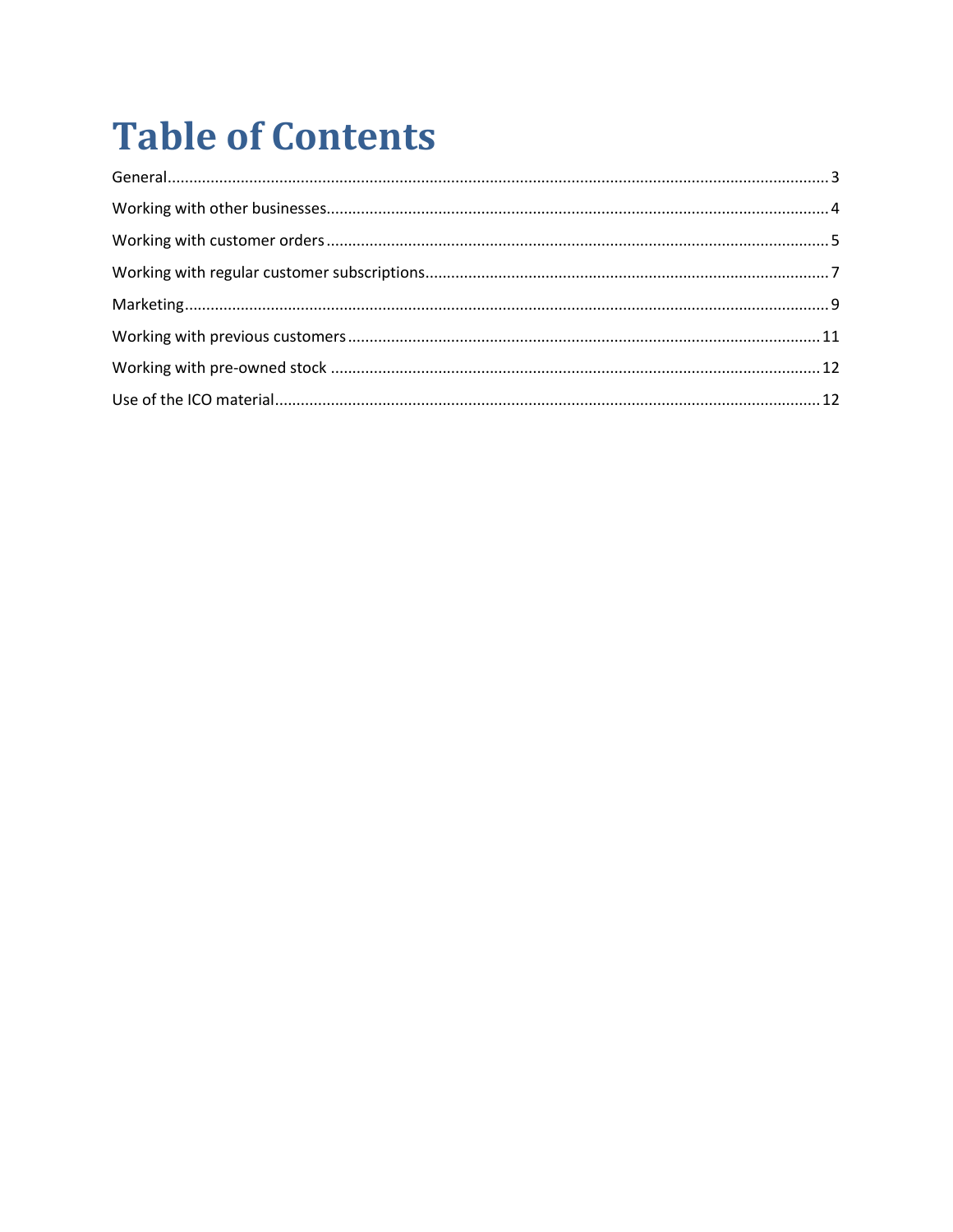# Table of Contents

General........................................................................................................................................3

Working with other businesses...................................................................................................4

Working with customer orders ...................................................................................................5

Working with regular customer subscriptions.............................................................................7

Marketing....................................................................................................................................9

Working with previous customers .............................................................................................11

Working with pre-owned stock .................................................................................................12

Use of the ICO material.............................................................................................................12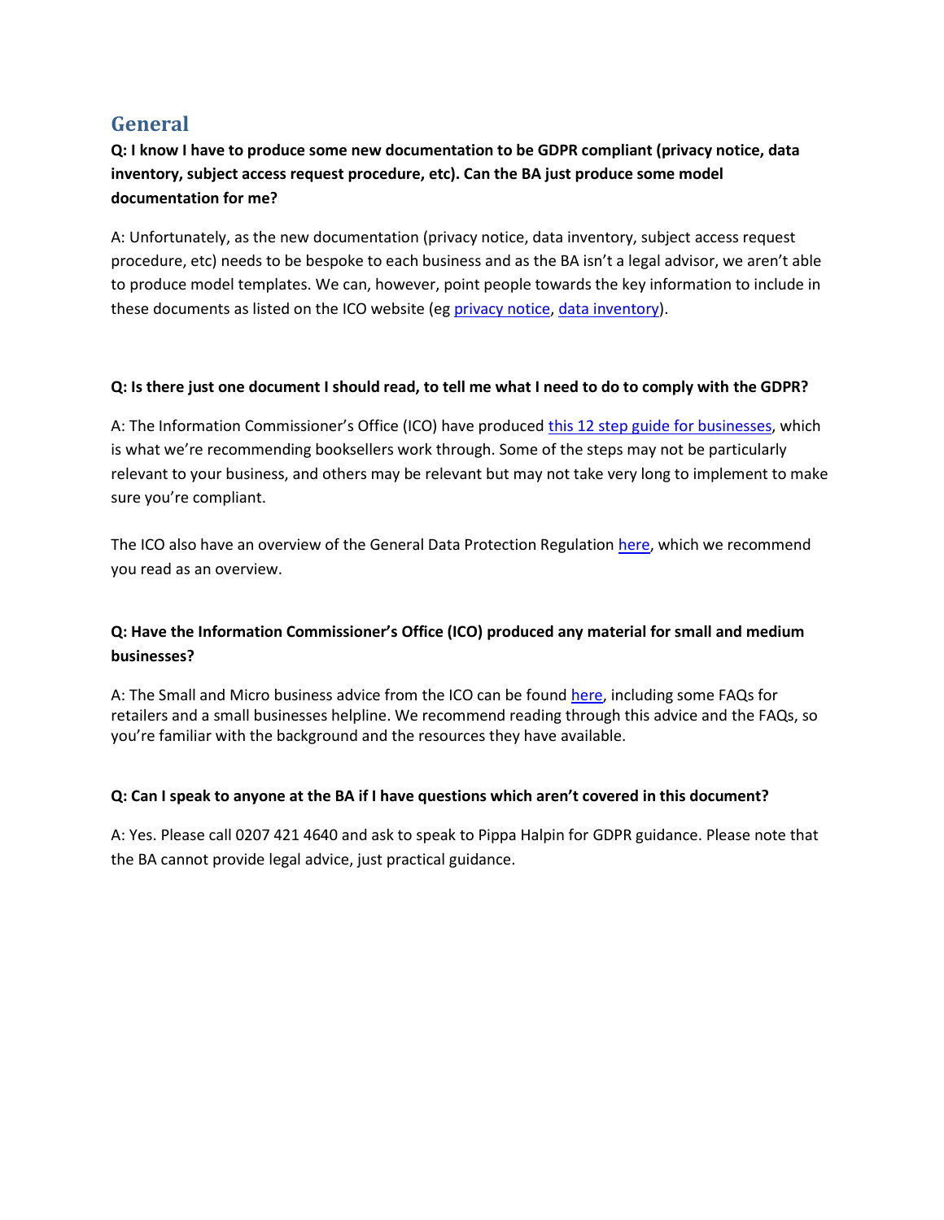## General

**Q: I know I have to produce some new documentation to be GDPR compliant (privacy notice, data inventory, subject access request procedure, etc). Can the BA just produce some model documentation for me?**

A: Unfortunately, as the new documentation (privacy notice, data inventory, subject access request procedure, etc) needs to be bespoke to each business and as the BA isn't a legal advisor, we aren't able to produce model templates. We can, however, point people towards the key information to include in these documents as listed on the ICO website (eg privacy notice, data inventory).

**Q: Is there just one document I should read, to tell me what I need to do to comply with the GDPR?**

A: The Information Commissioner's Office (ICO) have produced this 12 step guide for businesses, which is what we're recommending booksellers work through. Some of the steps may not be particularly relevant to your business, and others may be relevant but may not take very long to implement to make sure you're compliant.

The ICO also have an overview of the General Data Protection Regulation here, which we recommend you read as an overview.

**Q: Have the Information Commissioner's Office (ICO) produced any material for small and medium businesses?**

A: The Small and Micro business advice from the ICO can be found here, including some FAQs for retailers and a small businesses helpline. We recommend reading through this advice and the FAQs, so you're familiar with the background and the resources they have available.

**Q: Can I speak to anyone at the BA if I have questions which aren't covered in this document?**

A: Yes. Please call 0207 421 4640 and ask to speak to Pippa Halpin for GDPR guidance. Please note that the BA cannot provide legal advice, just practical guidance.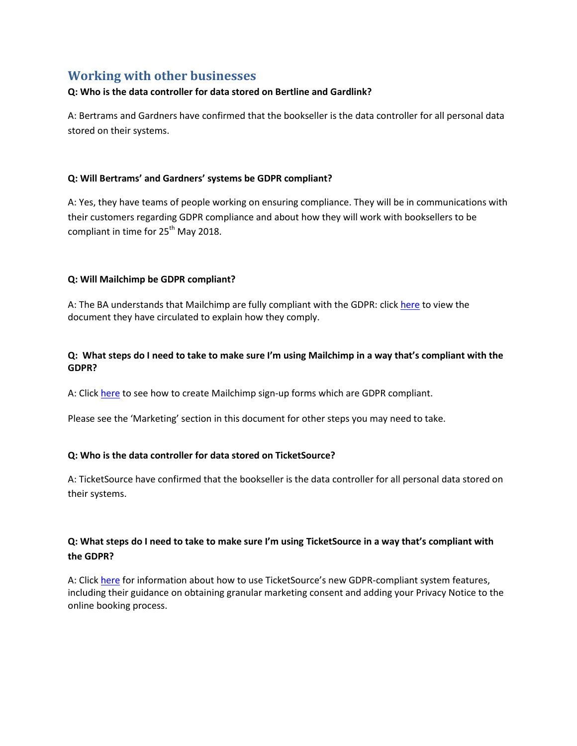## Working with other businesses

**Q: Who is the data controller for data stored on Bertline and Gardlink?**

A: Bertrams and Gardners have confirmed that the bookseller is the data controller for all personal data stored on their systems.

**Q: Will Bertrams' and Gardners' systems be GDPR compliant?**

A: Yes, they have teams of people working on ensuring compliance. They will be in communications with their customers regarding GDPR compliance and about how they will work with booksellers to be compliant in time for 25th May 2018.

**Q: Will Mailchimp be GDPR compliant?**

A: The BA understands that Mailchimp are fully compliant with the GDPR: click here to view the document they have circulated to explain how they comply.

**Q: What steps do I need to take to make sure I'm using Mailchimp in a way that's compliant with the GDPR?**

A: Click here to see how to create Mailchimp sign-up forms which are GDPR compliant.

Please see the 'Marketing' section in this document for other steps you may need to take.

**Q: Who is the data controller for data stored on TicketSource?**

A: TicketSource have confirmed that the bookseller is the data controller for all personal data stored on their systems.

**Q: What steps do I need to take to make sure I'm using TicketSource in a way that's compliant with the GDPR?**

A: Click here for information about how to use TicketSource's new GDPR-compliant system features, including their guidance on obtaining granular marketing consent and adding your Privacy Notice to the online booking process.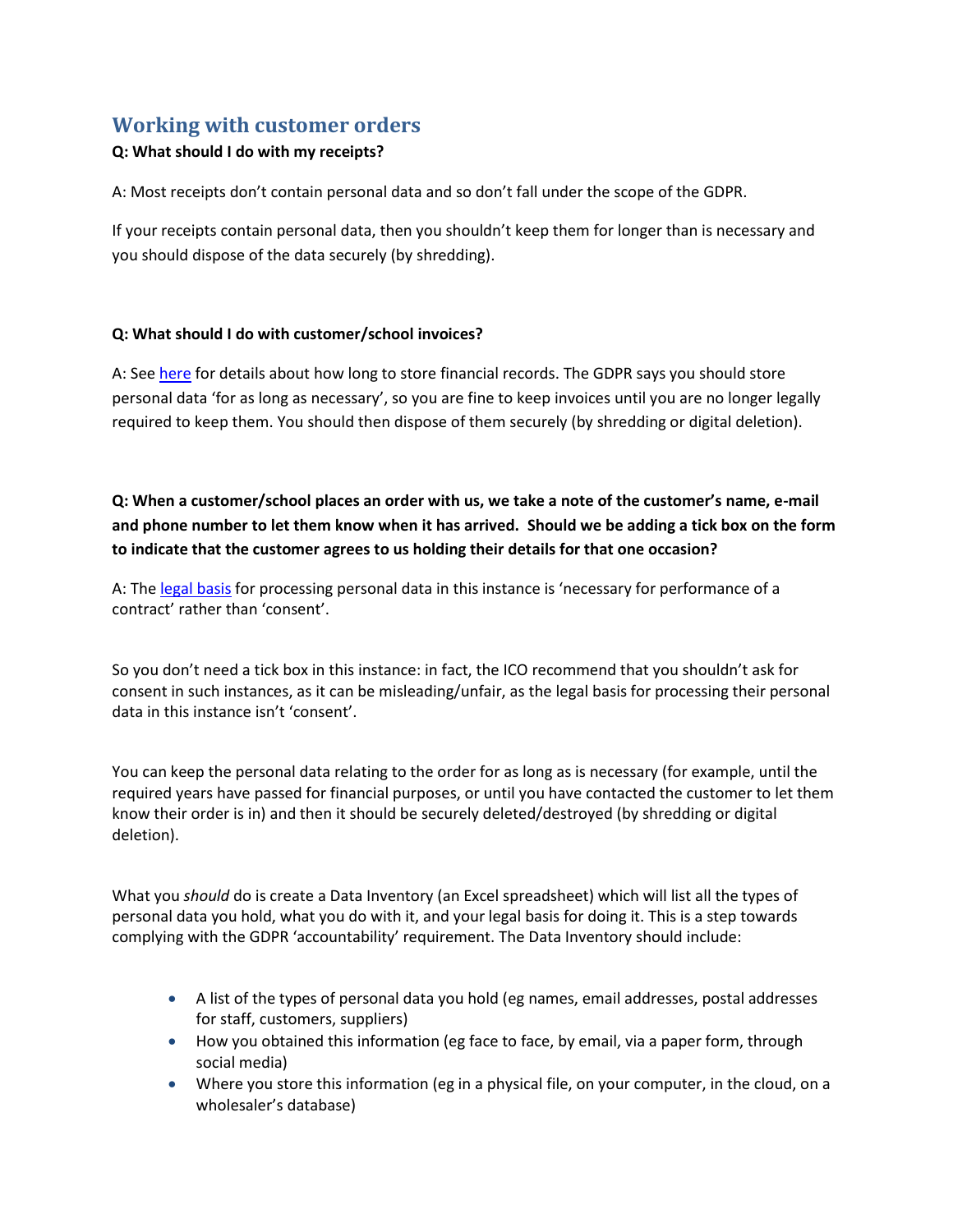## Working with customer orders

**Q: What should I do with my receipts?**

A: Most receipts don't contain personal data and so don't fall under the scope of the GDPR.

If your receipts contain personal data, then you shouldn't keep them for longer than is necessary and you should dispose of the data securely (by shredding).

**Q: What should I do with customer/school invoices?**

A: See [here]() for details about how long to store financial records. The GDPR says you should store personal data 'for as long as necessary', so you are fine to keep invoices until you are no longer legally required to keep them. You should then dispose of them securely (by shredding or digital deletion).

**Q: When a customer/school places an order with us, we take a note of the customer's name, e-mail and phone number to let them know when it has arrived. Should we be adding a tick box on the form to indicate that the customer agrees to us holding their details for that one occasion?**

A: The [legal basis]() for processing personal data in this instance is 'necessary for performance of a contract' rather than 'consent'.

So you don't need a tick box in this instance: in fact, the ICO recommend that you shouldn't ask for consent in such instances, as it can be misleading/unfair, as the legal basis for processing their personal data in this instance isn't 'consent'.

You can keep the personal data relating to the order for as long as is necessary (for example, until the required years have passed for financial purposes, or until you have contacted the customer to let them know their order is in) and then it should be securely deleted/destroyed (by shredding or digital deletion).

What you *should* do is create a Data Inventory (an Excel spreadsheet) which will list all the types of personal data you hold, what you do with it, and your legal basis for doing it. This is a step towards complying with the GDPR 'accountability' requirement. The Data Inventory should include:

- A list of the types of personal data you hold (eg names, email addresses, postal addresses for staff, customers, suppliers)
- How you obtained this information (eg face to face, by email, via a paper form, through social media)
- Where you store this information (eg in a physical file, on your computer, in the cloud, on a wholesaler's database)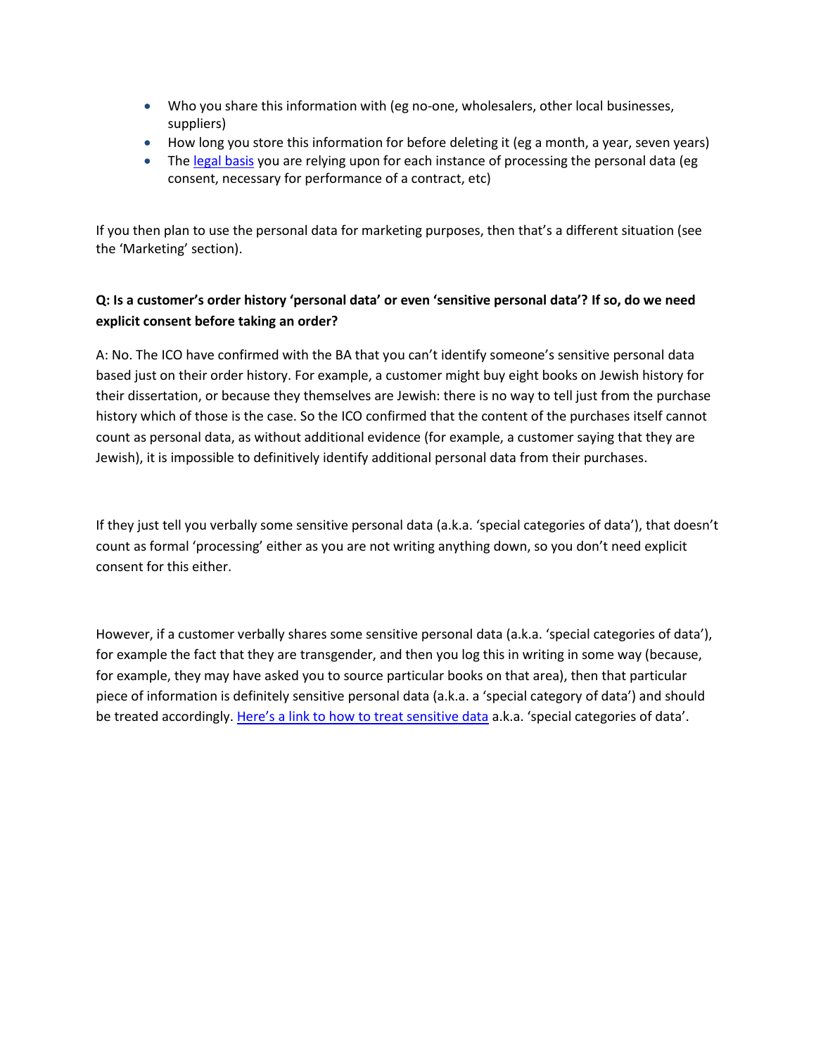- Who you share this information with (eg no-one, wholesalers, other local businesses, suppliers)
- How long you store this information for before deleting it (eg a month, a year, seven years)
- The legal basis you are relying upon for each instance of processing the personal data (eg consent, necessary for performance of a contract, etc)

If you then plan to use the personal data for marketing purposes, then that's a different situation (see the 'Marketing' section).

**Q: Is a customer's order history 'personal data' or even 'sensitive personal data'? If so, do we need explicit consent before taking an order?**

A: No. The ICO have confirmed with the BA that you can't identify someone's sensitive personal data based just on their order history. For example, a customer might buy eight books on Jewish history for their dissertation, or because they themselves are Jewish: there is no way to tell just from the purchase history which of those is the case. So the ICO confirmed that the content of the purchases itself cannot count as personal data, as without additional evidence (for example, a customer saying that they are Jewish), it is impossible to definitively identify additional personal data from their purchases.

If they just tell you verbally some sensitive personal data (a.k.a. 'special categories of data'), that doesn't count as formal 'processing' either as you are not writing anything down, so you don't need explicit consent for this either.

However, if a customer verbally shares some sensitive personal data (a.k.a. 'special categories of data'), for example the fact that they are transgender, and then you log this in writing in some way (because, for example, they may have asked you to source particular books on that area), then that particular piece of information is definitely sensitive personal data (a.k.a. a 'special category of data') and should be treated accordingly. Here's a link to how to treat sensitive data a.k.a. 'special categories of data'.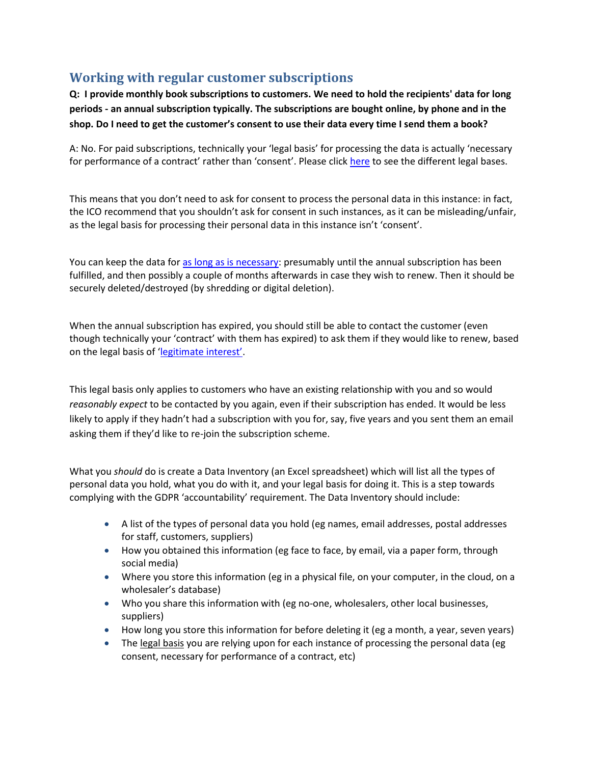## Working with regular customer subscriptions

**Q: I provide monthly book subscriptions to customers. We need to hold the recipients' data for long periods - an annual subscription typically. The subscriptions are bought online, by phone and in the shop. Do I need to get the customer's consent to use their data every time I send them a book?**

A: No. For paid subscriptions, technically your 'legal basis' for processing the data is actually 'necessary for performance of a contract' rather than 'consent'. Please click here to see the different legal bases.

This means that you don't need to ask for consent to process the personal data in this instance: in fact, the ICO recommend that you shouldn't ask for consent in such instances, as it can be misleading/unfair, as the legal basis for processing their personal data in this instance isn't 'consent'.

You can keep the data for as long as is necessary: presumably until the annual subscription has been fulfilled, and then possibly a couple of months afterwards in case they wish to renew. Then it should be securely deleted/destroyed (by shredding or digital deletion).

When the annual subscription has expired, you should still be able to contact the customer (even though technically your 'contract' with them has expired) to ask them if they would like to renew, based on the legal basis of 'legitimate interest'.

This legal basis only applies to customers who have an existing relationship with you and so would *reasonably expect* to be contacted by you again, even if their subscription has ended. It would be less likely to apply if they hadn't had a subscription with you for, say, five years and you sent them an email asking them if they'd like to re-join the subscription scheme.

What you *should* do is create a Data Inventory (an Excel spreadsheet) which will list all the types of personal data you hold, what you do with it, and your legal basis for doing it. This is a step towards complying with the GDPR 'accountability' requirement. The Data Inventory should include:

- A list of the types of personal data you hold (eg names, email addresses, postal addresses for staff, customers, suppliers)
- How you obtained this information (eg face to face, by email, via a paper form, through social media)
- Where you store this information (eg in a physical file, on your computer, in the cloud, on a wholesaler's database)
- Who you share this information with (eg no-one, wholesalers, other local businesses, suppliers)
- How long you store this information for before deleting it (eg a month, a year, seven years)
- The legal basis you are relying upon for each instance of processing the personal data (eg consent, necessary for performance of a contract, etc)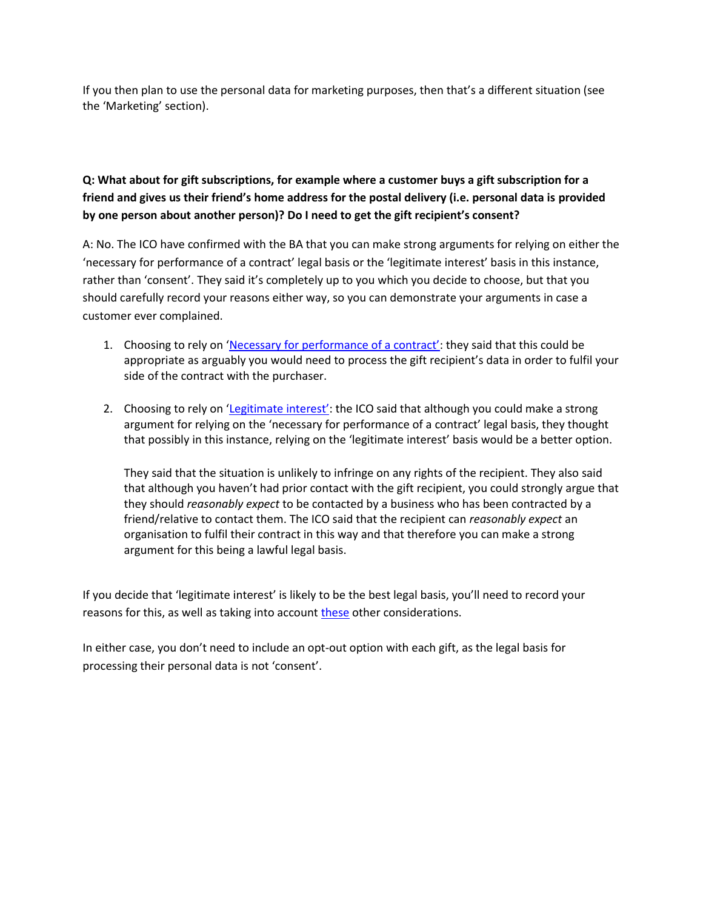If you then plan to use the personal data for marketing purposes, then that's a different situation (see the 'Marketing' section).

**Q: What about for gift subscriptions, for example where a customer buys a gift subscription for a friend and gives us their friend's home address for the postal delivery (i.e. personal data is provided by one person about another person)? Do I need to get the gift recipient's consent?**

A: No. The ICO have confirmed with the BA that you can make strong arguments for relying on either the 'necessary for performance of a contract' legal basis or the 'legitimate interest' basis in this instance, rather than 'consent'. They said it's completely up to you which you decide to choose, but that you should carefully record your reasons either way, so you can demonstrate your arguments in case a customer ever complained.

1. Choosing to rely on '[Necessary for performance of a contract](#)': they said that this could be appropriate as arguably you would need to process the gift recipient's data in order to fulfil your side of the contract with the purchaser.

2. Choosing to rely on '[Legitimate interest](#)': the ICO said that although you could make a strong argument for relying on the 'necessary for performance of a contract' legal basis, they thought that possibly in this instance, relying on the 'legitimate interest' basis would be a better option.

   They said that the situation is unlikely to infringe on any rights of the recipient. They also said that although you haven't had prior contact with the gift recipient, you could strongly argue that they should *reasonably expect* to be contacted by a business who has been contracted by a friend/relative to contact them. The ICO said that the recipient can *reasonably expect* an organisation to fulfil their contract in this way and that therefore you can make a strong argument for this being a lawful legal basis.

If you decide that 'legitimate interest' is likely to be the best legal basis, you'll need to record your reasons for this, as well as taking into account [these](#) other considerations.

In either case, you don't need to include an opt-out option with each gift, as the legal basis for processing their personal data is not 'consent'.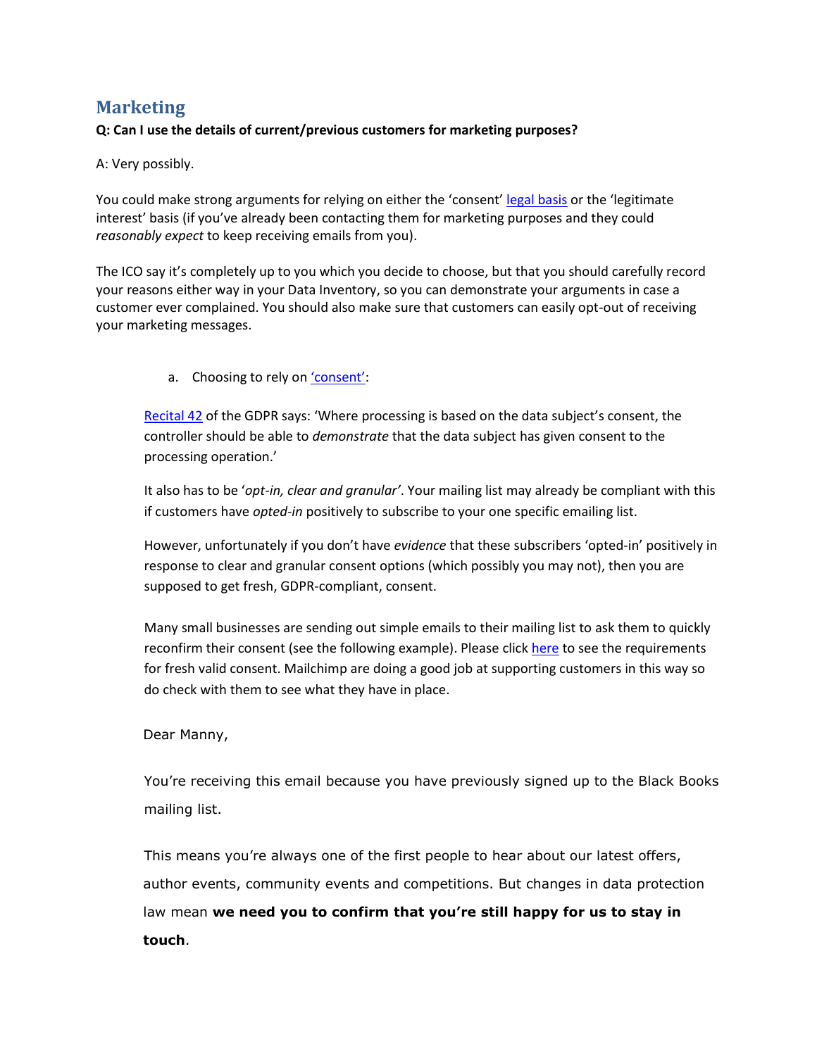## Marketing

**Q: Can I use the details of current/previous customers for marketing purposes?**

A: Very possibly.

You could make strong arguments for relying on either the 'consent' legal basis or the 'legitimate interest' basis (if you've already been contacting them for marketing purposes and they could *reasonably expect* to keep receiving emails from you).

The ICO say it's completely up to you which you decide to choose, but that you should carefully record your reasons either way in your Data Inventory, so you can demonstrate your arguments in case a customer ever complained. You should also make sure that customers can easily opt-out of receiving your marketing messages.

a. Choosing to rely on 'consent':

Recital 42 of the GDPR says: 'Where processing is based on the data subject's consent, the controller should be able to *demonstrate* that the data subject has given consent to the processing operation.'

It also has to be '*opt-in, clear and granular*'. Your mailing list may already be compliant with this if customers have *opted-in* positively to subscribe to your one specific emailing list.

However, unfortunately if you don't have *evidence* that these subscribers 'opted-in' positively in response to clear and granular consent options (which possibly you may not), then you are supposed to get fresh, GDPR-compliant, consent.

Many small businesses are sending out simple emails to their mailing list to ask them to quickly reconfirm their consent (see the following example). Please click here to see the requirements for fresh valid consent. Mailchimp are doing a good job at supporting customers in this way so do check with them to see what they have in place.

Dear Manny,

You're receiving this email because you have previously signed up to the Black Books mailing list.

This means you're always one of the first people to hear about our latest offers, author events, community events and competitions. But changes in data protection law mean **we need you to confirm that you're still happy for us to stay in touch**.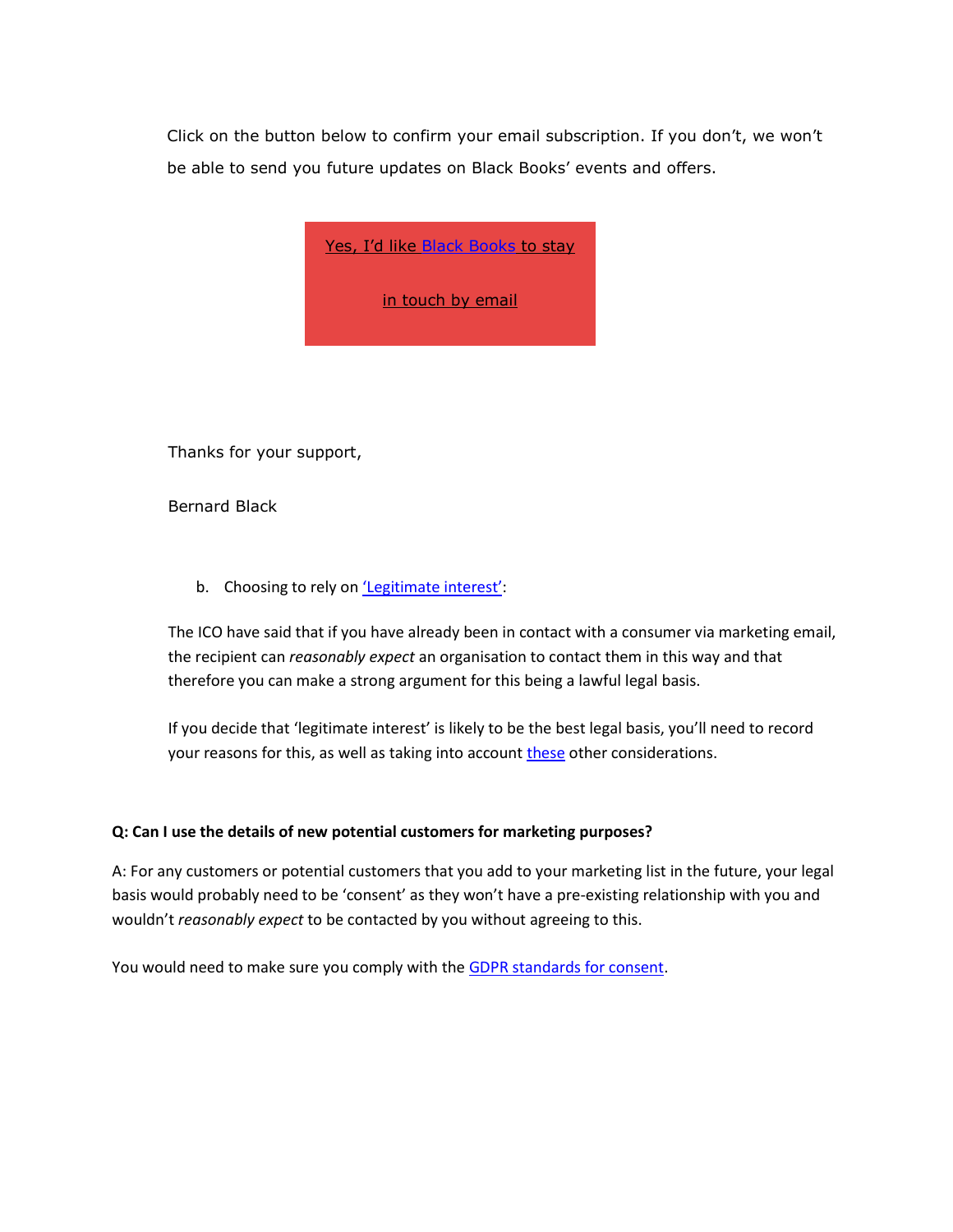Click on the button below to confirm your email subscription. If you don't, we won't be able to send you future updates on Black Books' events and offers.

Yes, I'd like Black Books to stay in touch by email

Thanks for your support,

Bernard Black

b. Choosing to rely on 'Legitimate interest':

The ICO have said that if you have already been in contact with a consumer via marketing email, the recipient can *reasonably expect* an organisation to contact them in this way and that therefore you can make a strong argument for this being a lawful legal basis.

If you decide that 'legitimate interest' is likely to be the best legal basis, you'll need to record your reasons for this, as well as taking into account these other considerations.

**Q: Can I use the details of new potential customers for marketing purposes?**

A: For any customers or potential customers that you add to your marketing list in the future, your legal basis would probably need to be 'consent' as they won't have a pre-existing relationship with you and wouldn't *reasonably expect* to be contacted by you without agreeing to this.

You would need to make sure you comply with the GDPR standards for consent.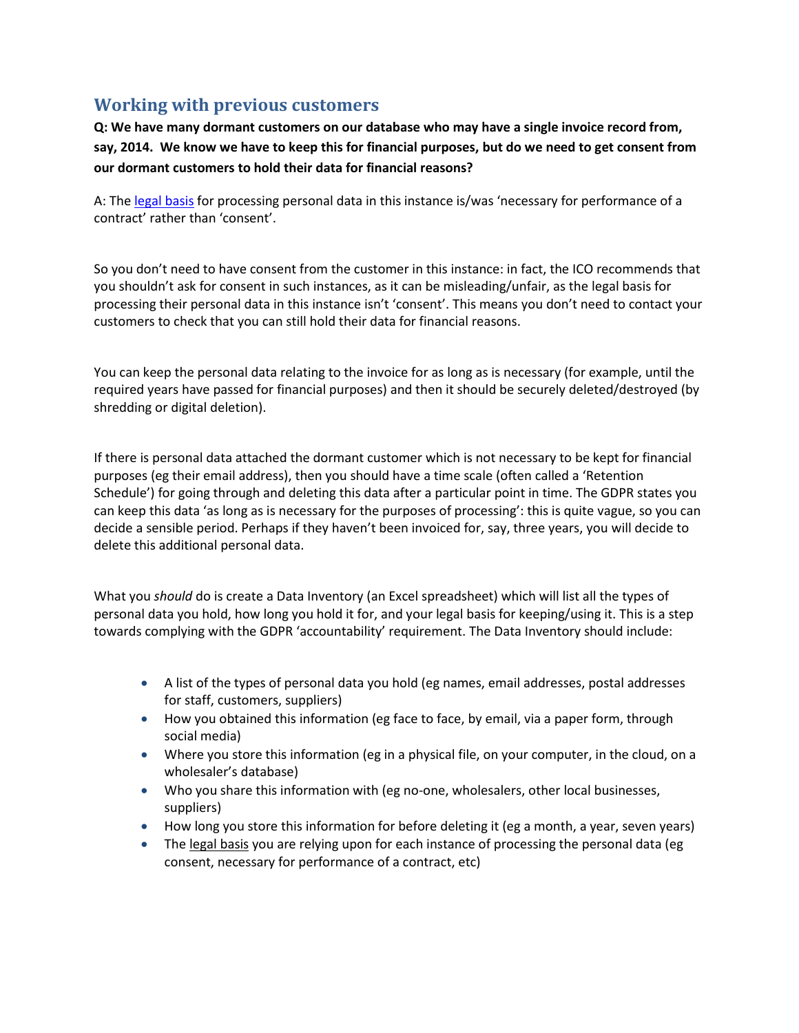## Working with previous customers

**Q: We have many dormant customers on our database who may have a single invoice record from, say, 2014. We know we have to keep this for financial purposes, but do we need to get consent from our dormant customers to hold their data for financial reasons?**

A: The legal basis for processing personal data in this instance is/was 'necessary for performance of a contract' rather than 'consent'.

So you don't need to have consent from the customer in this instance: in fact, the ICO recommends that you shouldn't ask for consent in such instances, as it can be misleading/unfair, as the legal basis for processing their personal data in this instance isn't 'consent'. This means you don't need to contact your customers to check that you can still hold their data for financial reasons.

You can keep the personal data relating to the invoice for as long as is necessary (for example, until the required years have passed for financial purposes) and then it should be securely deleted/destroyed (by shredding or digital deletion).

If there is personal data attached the dormant customer which is not necessary to be kept for financial purposes (eg their email address), then you should have a time scale (often called a 'Retention Schedule') for going through and deleting this data after a particular point in time. The GDPR states you can keep this data 'as long as is necessary for the purposes of processing': this is quite vague, so you can decide a sensible period. Perhaps if they haven't been invoiced for, say, three years, you will decide to delete this additional personal data.

What you *should* do is create a Data Inventory (an Excel spreadsheet) which will list all the types of personal data you hold, how long you hold it for, and your legal basis for keeping/using it. This is a step towards complying with the GDPR 'accountability' requirement. The Data Inventory should include:

- A list of the types of personal data you hold (eg names, email addresses, postal addresses for staff, customers, suppliers)
- How you obtained this information (eg face to face, by email, via a paper form, through social media)
- Where you store this information (eg in a physical file, on your computer, in the cloud, on a wholesaler's database)
- Who you share this information with (eg no-one, wholesalers, other local businesses, suppliers)
- How long you store this information for before deleting it (eg a month, a year, seven years)
- The legal basis you are relying upon for each instance of processing the personal data (eg consent, necessary for performance of a contract, etc)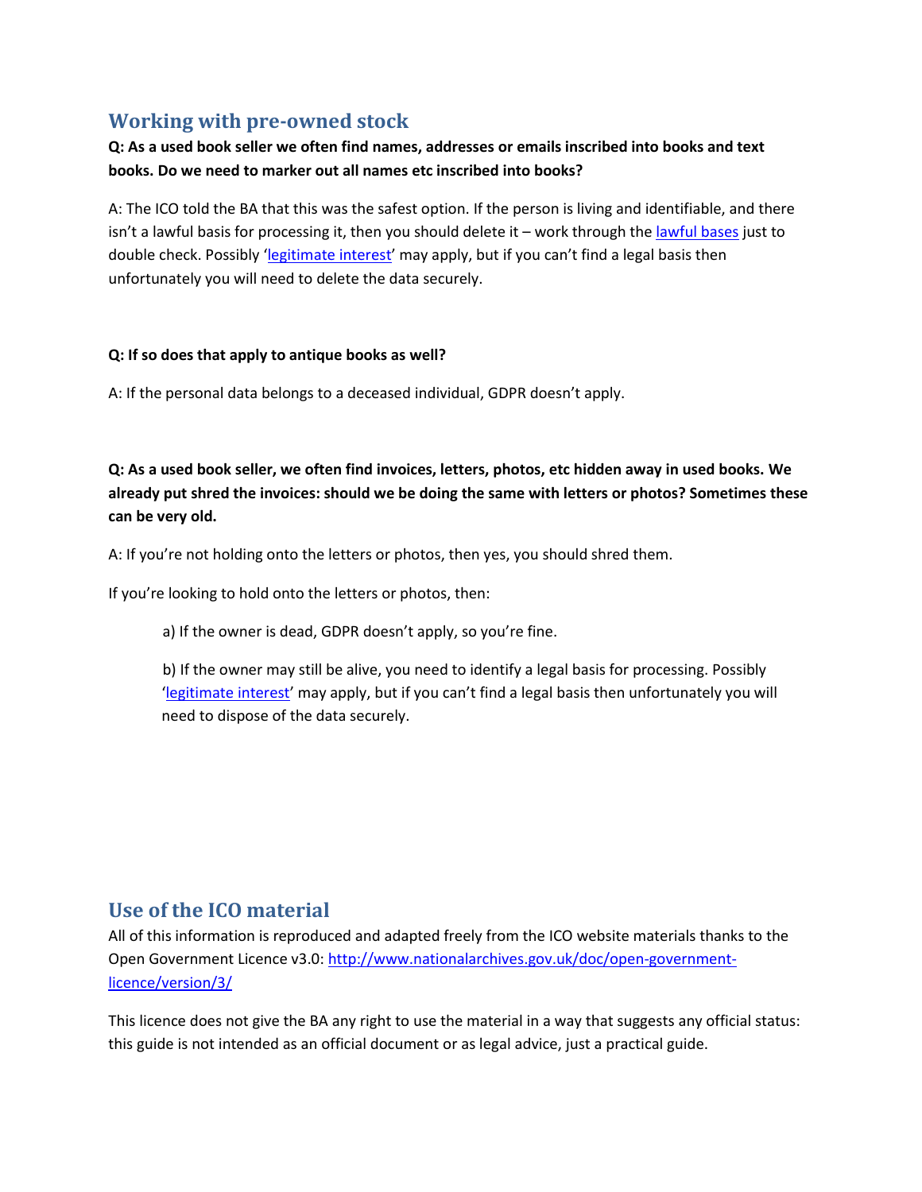## Working with pre-owned stock

**Q: As a used book seller we often find names, addresses or emails inscribed into books and text books. Do we need to marker out all names etc inscribed into books?**

A: The ICO told the BA that this was the safest option. If the person is living and identifiable, and there isn't a lawful basis for processing it, then you should delete it – work through the lawful bases just to double check. Possibly 'legitimate interest' may apply, but if you can't find a legal basis then unfortunately you will need to delete the data securely.

**Q: If so does that apply to antique books as well?**

A: If the personal data belongs to a deceased individual, GDPR doesn't apply.

**Q: As a used book seller, we often find invoices, letters, photos, etc hidden away in used books. We already put shred the invoices: should we be doing the same with letters or photos? Sometimes these can be very old.**

A: If you're not holding onto the letters or photos, then yes, you should shred them.

If you're looking to hold onto the letters or photos, then:

> a) If the owner is dead, GDPR doesn't apply, so you're fine.
>
> b) If the owner may still be alive, you need to identify a legal basis for processing. Possibly 'legitimate interest' may apply, but if you can't find a legal basis then unfortunately you will need to dispose of the data securely.

## Use of the ICO material

All of this information is reproduced and adapted freely from the ICO website materials thanks to the Open Government Licence v3.0: http://www.nationalarchives.gov.uk/doc/open-government-licence/version/3/

This licence does not give the BA any right to use the material in a way that suggests any official status: this guide is not intended as an official document or as legal advice, just a practical guide.